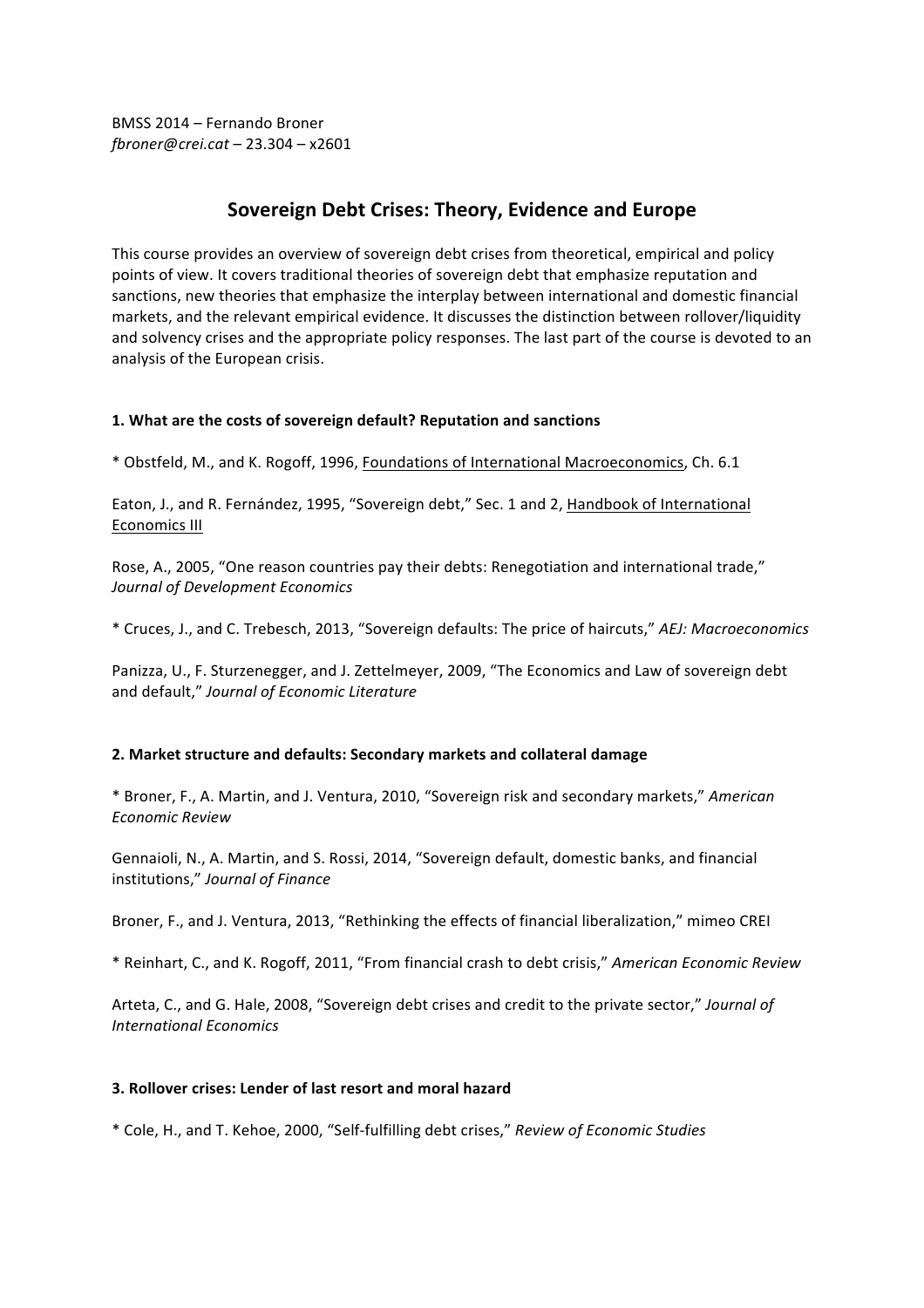BMSS 2014 – Fernando Broner
*fbroner@crei.cat* – 23.304 – x2601

# Sovereign Debt Crises: Theory, Evidence and Europe

This course provides an overview of sovereign debt crises from theoretical, empirical and policy points of view. It covers traditional theories of sovereign debt that emphasize reputation and sanctions, new theories that emphasize the interplay between international and domestic financial markets, and the relevant empirical evidence. It discusses the distinction between rollover/liquidity and solvency crises and the appropriate policy responses. The last part of the course is devoted to an analysis of the European crisis.

## 1. What are the costs of sovereign default? Reputation and sanctions

* Obstfeld, M., and K. Rogoff, 1996, Foundations of International Macroeconomics, Ch. 6.1

Eaton, J., and R. Fernández, 1995, "Sovereign debt," Sec. 1 and 2, Handbook of International Economics III

Rose, A., 2005, "One reason countries pay their debts: Renegotiation and international trade," *Journal of Development Economics*

* Cruces, J., and C. Trebesch, 2013, "Sovereign defaults: The price of haircuts," *AEJ: Macroeconomics*

Panizza, U., F. Sturzenegger, and J. Zettelmeyer, 2009, "The Economics and Law of sovereign debt and default," *Journal of Economic Literature*

## 2. Market structure and defaults: Secondary markets and collateral damage

* Broner, F., A. Martin, and J. Ventura, 2010, "Sovereign risk and secondary markets," *American Economic Review*

Gennaioli, N., A. Martin, and S. Rossi, 2014, "Sovereign default, domestic banks, and financial institutions," *Journal of Finance*

Broner, F., and J. Ventura, 2013, "Rethinking the effects of financial liberalization," mimeo CREI

* Reinhart, C., and K. Rogoff, 2011, "From financial crash to debt crisis," *American Economic Review*

Arteta, C., and G. Hale, 2008, "Sovereign debt crises and credit to the private sector," *Journal of International Economics*

## 3. Rollover crises: Lender of last resort and moral hazard

* Cole, H., and T. Kehoe, 2000, "Self-fulfilling debt crises," *Review of Economic Studies*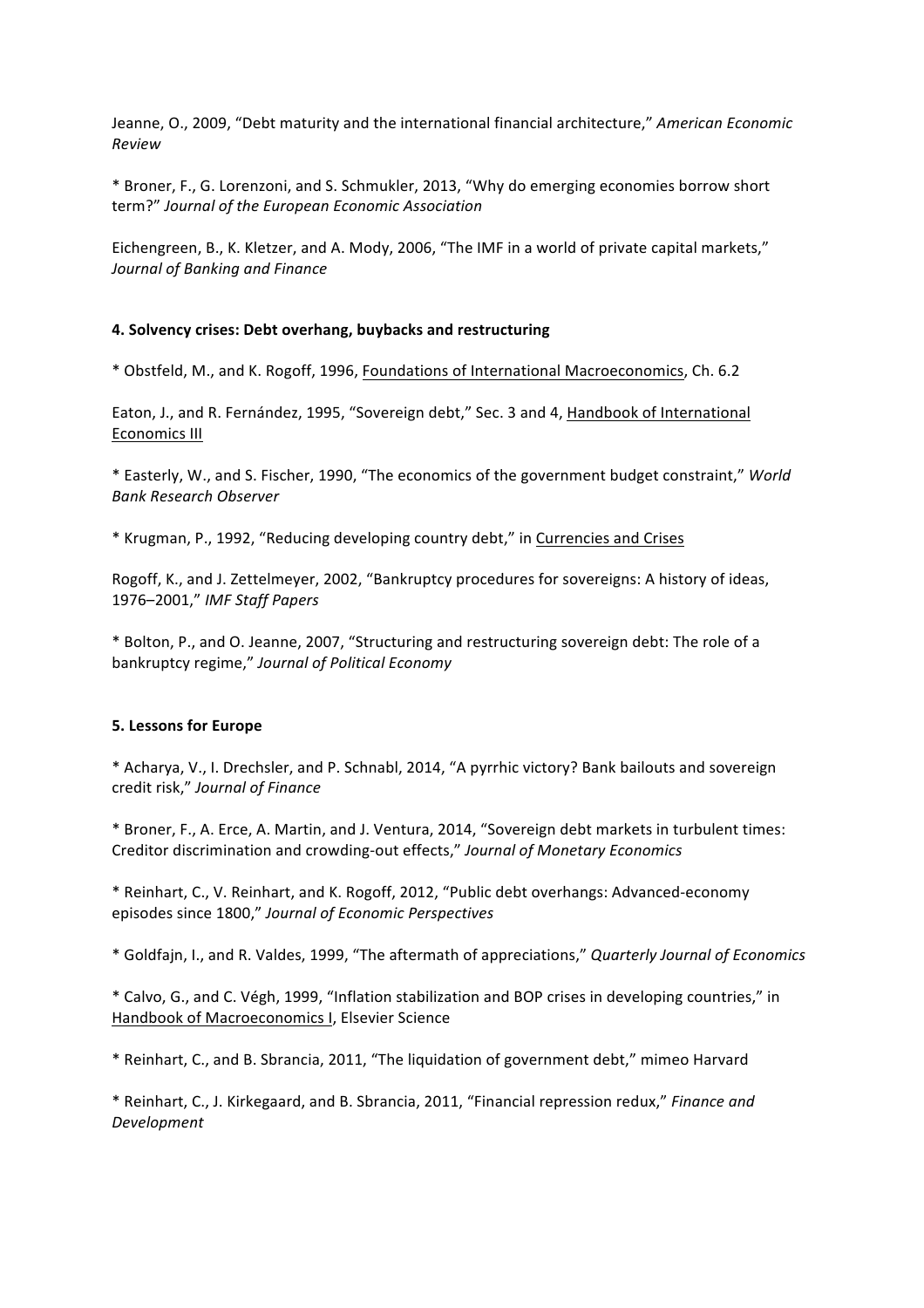Jeanne, O., 2009, "Debt maturity and the international financial architecture," *American Economic Review*

* Broner, F., G. Lorenzoni, and S. Schmukler, 2013, "Why do emerging economies borrow short term?" *Journal of the European Economic Association*

Eichengreen, B., K. Kletzer, and A. Mody, 2006, "The IMF in a world of private capital markets," *Journal of Banking and Finance*

**4. Solvency crises: Debt overhang, buybacks and restructuring**

* Obstfeld, M., and K. Rogoff, 1996, Foundations of International Macroeconomics, Ch. 6.2

Eaton, J., and R. Fernández, 1995, "Sovereign debt," Sec. 3 and 4, Handbook of International Economics III

* Easterly, W., and S. Fischer, 1990, "The economics of the government budget constraint," *World Bank Research Observer*

* Krugman, P., 1992, "Reducing developing country debt," in Currencies and Crises

Rogoff, K., and J. Zettelmeyer, 2002, "Bankruptcy procedures for sovereigns: A history of ideas, 1976–2001," *IMF Staff Papers*

* Bolton, P., and O. Jeanne, 2007, "Structuring and restructuring sovereign debt: The role of a bankruptcy regime," *Journal of Political Economy*

**5. Lessons for Europe**

* Acharya, V., I. Drechsler, and P. Schnabl, 2014, "A pyrrhic victory? Bank bailouts and sovereign credit risk," *Journal of Finance*

* Broner, F., A. Erce, A. Martin, and J. Ventura, 2014, "Sovereign debt markets in turbulent times: Creditor discrimination and crowding-out effects," *Journal of Monetary Economics*

* Reinhart, C., V. Reinhart, and K. Rogoff, 2012, "Public debt overhangs: Advanced-economy episodes since 1800," *Journal of Economic Perspectives*

* Goldfajn, I., and R. Valdes, 1999, "The aftermath of appreciations," *Quarterly Journal of Economics*

* Calvo, G., and C. Végh, 1999, "Inflation stabilization and BOP crises in developing countries," in Handbook of Macroeconomics I, Elsevier Science

* Reinhart, C., and B. Sbrancia, 2011, "The liquidation of government debt," mimeo Harvard

* Reinhart, C., J. Kirkegaard, and B. Sbrancia, 2011, "Financial repression redux," *Finance and Development*